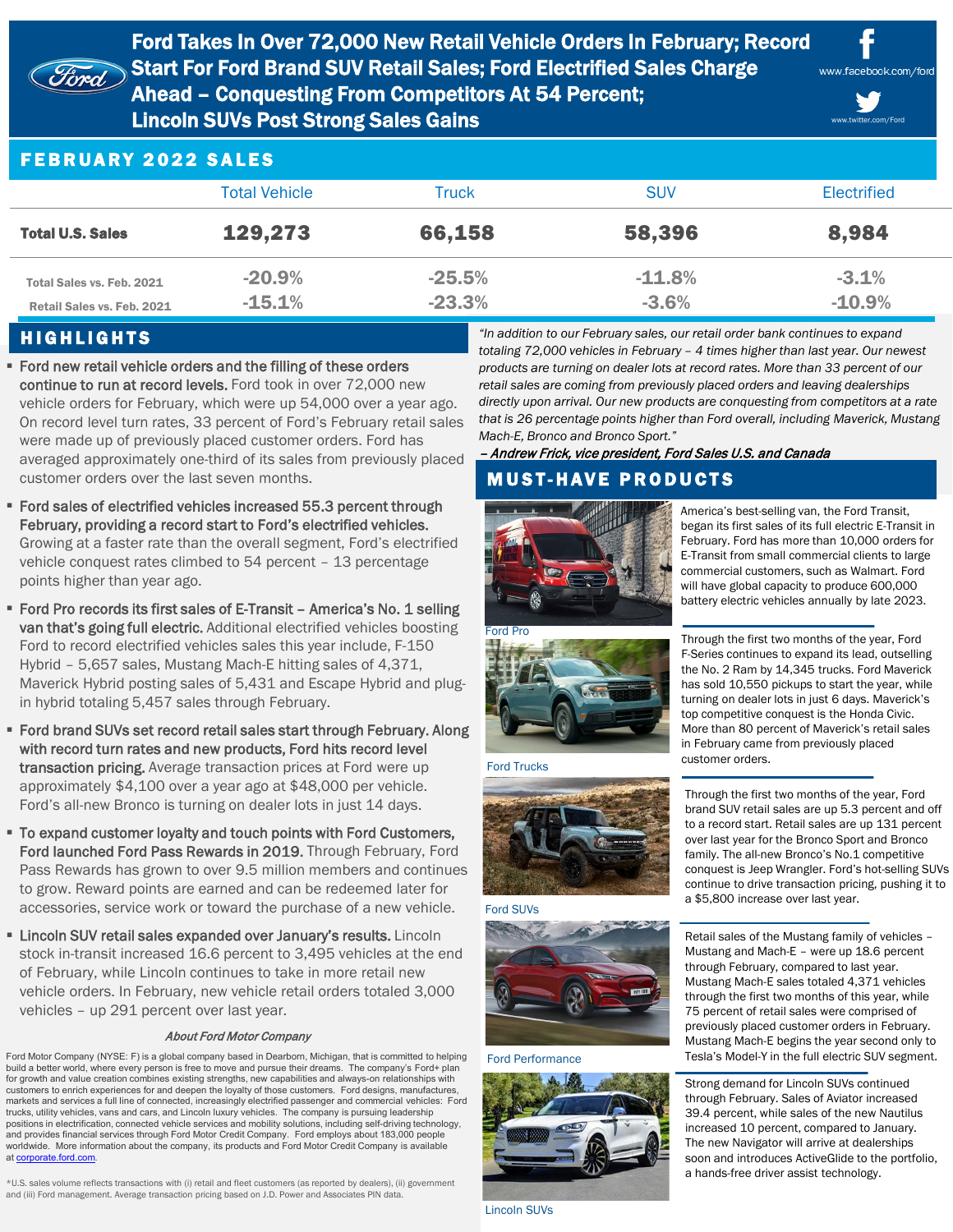# Ford Takes In Over 72,000 New Retail Vehicle Orders In February; Record Start For Ford Brand SUV Retail Sales; Ford Electrified Sales Charge Ahead – Conquesting From Competitors At 54 Percent; Lincoln SUVs Post Strong Sales Gains

www.facebook.com/ford

www.twitter.com/Ford

## FEBRUARY 2022 SALES

| | Total Vehicle | Truck | SUV | Electrified |
|---|---|---|---|---|
| **Total U.S. Sales** | **129,273** | **66,158** | **58,396** | **8,984** |
| **Total Sales vs. Feb. 2021** | -20.9% | -25.5% | -11.8% | -3.1% |
| **Retail Sales vs. Feb. 2021** | -15.1% | -23.3% | -3.6% | -10.9% |

## HIGHLIGHTS

- **Ford new retail vehicle orders and the filling of these orders continue to run at record levels.** Ford took in over 72,000 new vehicle orders for February, which were up 54,000 over a year ago. On record level turn rates, 33 percent of Ford's February retail sales were made up of previously placed customer orders. Ford has averaged approximately one-third of its sales from previously placed customer orders over the last seven months.
- **Ford sales of electrified vehicles increased 55.3 percent through February, providing a record start to Ford's electrified vehicles.** Growing at a faster rate than the overall segment, Ford's electrified vehicle conquest rates climbed to 54 percent – 13 percentage points higher than year ago.
- **Ford Pro records its first sales of E-Transit – America's No. 1 selling van that's going full electric.** Additional electrified vehicles boosting Ford to record electrified vehicles sales this year include, F-150 Hybrid – 5,657 sales, Mustang Mach-E hitting sales of 4,371, Maverick Hybrid posting sales of 5,431 and Escape Hybrid and plug-in hybrid totaling 5,457 sales through February.
- **Ford brand SUVs set record retail sales start through February. Along with record turn rates and new products, Ford hits record level transaction pricing.** Average transaction prices at Ford were up approximately $4,100 over a year ago at $48,000 per vehicle. Ford's all-new Bronco is turning on dealer lots in just 14 days.
- **To expand customer loyalty and touch points with Ford Customers, Ford launched Ford Pass Rewards in 2019.** Through February, Ford Pass Rewards has grown to over 9.5 million members and continues to grow. Reward points are earned and can be redeemed later for accessories, service work or toward the purchase of a new vehicle.
- **Lincoln SUV retail sales expanded over January's results.** Lincoln stock in-transit increased 16.6 percent to 3,495 vehicles at the end of February, while Lincoln continues to take in more retail new vehicle orders. In February, new vehicle retail orders totaled 3,000 vehicles – up 291 percent over last year.

*"In addition to our February sales, our retail order bank continues to expand totaling 72,000 vehicles in February – 4 times higher than last year. Our newest products are turning on dealer lots at record rates. More than 33 percent of our retail sales are coming from previously placed orders and leaving dealerships directly upon arrival. Our new products are conquesting from competitors at a rate that is 26 percentage points higher than Ford overall, including Maverick, Mustang Mach-E, Bronco and Bronco Sport."*

*– Andrew Frick, vice president, Ford Sales U.S. and Canada*

## MUST-HAVE PRODUCTS

Ford Pro

America's best-selling van, the Ford Transit, began its first sales of its full electric E-Transit in February. Ford has more than 10,000 orders for E-Transit from small commercial clients to large commercial customers, such as Walmart. Ford will have global capacity to produce 600,000 battery electric vehicles annually by late 2023.

Ford Trucks

Through the first two months of the year, Ford F-Series continues to expand its lead, outselling the No. 2 Ram by 14,345 trucks. Ford Maverick has sold 10,550 pickups to start the year, while turning on dealer lots in just 6 days. Maverick's top competitive conquest is the Honda Civic. More than 80 percent of Maverick's retail sales in February came from previously placed customer orders.

Ford SUVs

Through the first two months of the year, Ford brand SUV retail sales are up 5.3 percent and off to a record start. Retail sales are up 131 percent over last year for the Bronco Sport and Bronco family. The all-new Bronco's No.1 competitive conquest is Jeep Wrangler. Ford's hot-selling SUVs continue to drive transaction pricing, pushing it to a $5,800 increase over last year.

Ford Performance

Retail sales of the Mustang family of vehicles – Mustang and Mach-E – were up 18.6 percent through February, compared to last year. Mustang Mach-E sales totaled 4,371 vehicles through the first two months of this year, while 75 percent of retail sales were comprised of previously placed customer orders in February. Mustang Mach-E begins the year second only to Tesla's Model-Y in the full electric SUV segment.

Lincoln SUVs

Strong demand for Lincoln SUVs continued through February. Sales of Aviator increased 39.4 percent, while sales of the new Nautilus increased 10 percent, compared to January. The new Navigator will arrive at dealerships soon and introduces ActiveGlide to the portfolio, a hands-free driver assist technology.

### *About Ford Motor Company*

Ford Motor Company (NYSE: F) is a global company based in Dearborn, Michigan, that is committed to helping build a better world, where every person is free to move and pursue their dreams. The company's Ford+ plan for growth and value creation combines existing strengths, new capabilities and always-on relationships with customers to enrich experiences for and deepen the loyalty of those customers. Ford designs, manufactures, markets and services a full line of connected, increasingly electrified passenger and commercial vehicles: Ford trucks, utility vehicles, vans and cars, and Lincoln luxury vehicles. The company is pursuing leadership positions in electrification, connected vehicle services and mobility solutions, including self-driving technology, and provides financial services through Ford Motor Credit Company. Ford employs about 183,000 people worldwide. More information about the company, its products and Ford Motor Credit Company is available at corporate.ford.com.

*U.S. sales volume reflects transactions with (i) retail and fleet customers (as reported by dealers), (ii) government and (iii) Ford management. Average transaction pricing based on J.D. Power and Associates PIN data.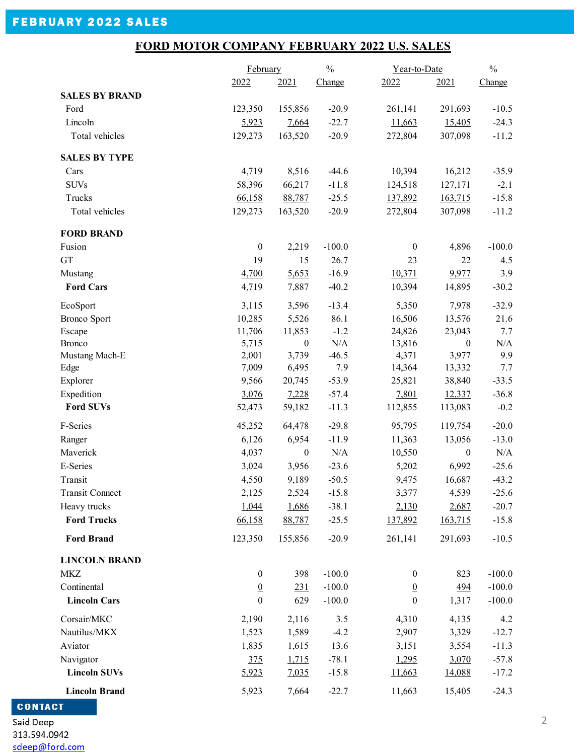# FEBRUARY 2022 SALES

## FORD MOTOR COMPANY FEBRUARY 2022 U.S. SALES

| | February | | % | Year-to-Date | | % |
|---|---|---|---|---|---|---|
| | 2022 | 2021 | Change | 2022 | 2021 | Change |
| **SALES BY BRAND** | | | | | | |
| Ford | 123,350 | 155,856 | -20.9 | 261,141 | 291,693 | -10.5 |
| Lincoln | 5,923 | 7,664 | -22.7 | 11,663 | 15,405 | -24.3 |
| Total vehicles | 129,273 | 163,520 | -20.9 | 272,804 | 307,098 | -11.2 |
| **SALES BY TYPE** | | | | | | |
| Cars | 4,719 | 8,516 | -44.6 | 10,394 | 16,212 | -35.9 |
| SUVs | 58,396 | 66,217 | -11.8 | 124,518 | 127,171 | -2.1 |
| Trucks | 66,158 | 88,787 | -25.5 | 137,892 | 163,715 | -15.8 |
| Total vehicles | 129,273 | 163,520 | -20.9 | 272,804 | 307,098 | -11.2 |
| **FORD BRAND** | | | | | | |
| Fusion | 0 | 2,219 | -100.0 | 0 | 4,896 | -100.0 |
| GT | 19 | 15 | 26.7 | 23 | 22 | 4.5 |
| Mustang | 4,700 | 5,653 | -16.9 | 10,371 | 9,977 | 3.9 |
| **Ford Cars** | 4,719 | 7,887 | -40.2 | 10,394 | 14,895 | -30.2 |
| EcoSport | 3,115 | 3,596 | -13.4 | 5,350 | 7,978 | -32.9 |
| Bronco Sport | 10,285 | 5,526 | 86.1 | 16,506 | 13,576 | 21.6 |
| Escape | 11,706 | 11,853 | -1.2 | 24,826 | 23,043 | 7.7 |
| Bronco | 5,715 | 0 | N/A | 13,816 | 0 | N/A |
| Mustang Mach-E | 2,001 | 3,739 | -46.5 | 4,371 | 3,977 | 9.9 |
| Edge | 7,009 | 6,495 | 7.9 | 14,364 | 13,332 | 7.7 |
| Explorer | 9,566 | 20,745 | -53.9 | 25,821 | 38,840 | -33.5 |
| Expedition | 3,076 | 7,228 | -57.4 | 7,801 | 12,337 | -36.8 |
| **Ford SUVs** | 52,473 | 59,182 | -11.3 | 112,855 | 113,083 | -0.2 |
| F-Series | 45,252 | 64,478 | -29.8 | 95,795 | 119,754 | -20.0 |
| Ranger | 6,126 | 6,954 | -11.9 | 11,363 | 13,056 | -13.0 |
| Maverick | 4,037 | 0 | N/A | 10,550 | 0 | N/A |
| E-Series | 3,024 | 3,956 | -23.6 | 5,202 | 6,992 | -25.6 |
| Transit | 4,550 | 9,189 | -50.5 | 9,475 | 16,687 | -43.2 |
| Transit Connect | 2,125 | 2,524 | -15.8 | 3,377 | 4,539 | -25.6 |
| Heavy trucks | 1,044 | 1,686 | -38.1 | 2,130 | 2,687 | -20.7 |
| **Ford Trucks** | 66,158 | 88,787 | -25.5 | 137,892 | 163,715 | -15.8 |
| **Ford Brand** | 123,350 | 155,856 | -20.9 | 261,141 | 291,693 | -10.5 |
| **LINCOLN BRAND** | | | | | | |
| MKZ | 0 | 398 | -100.0 | 0 | 823 | -100.0 |
| Continental | 0 | 231 | -100.0 | 0 | 494 | -100.0 |
| **Lincoln Cars** | 0 | 629 | -100.0 | 0 | 1,317 | -100.0 |
| Corsair/MKC | 2,190 | 2,116 | 3.5 | 4,310 | 4,135 | 4.2 |
| Nautilus/MKX | 1,523 | 1,589 | -4.2 | 2,907 | 3,329 | -12.7 |
| Aviator | 1,835 | 1,615 | 13.6 | 3,151 | 3,554 | -11.3 |
| Navigator | 375 | 1,715 | -78.1 | 1,295 | 3,070 | -57.8 |
| **Lincoln SUVs** | 5,923 | 7,035 | -15.8 | 11,663 | 14,088 | -17.2 |
| **Lincoln Brand** | 5,923 | 7,664 | -22.7 | 11,663 | 15,405 | -24.3 |

**CONTACT**

Said Deep
313.594.0942
sdeep@ford.com